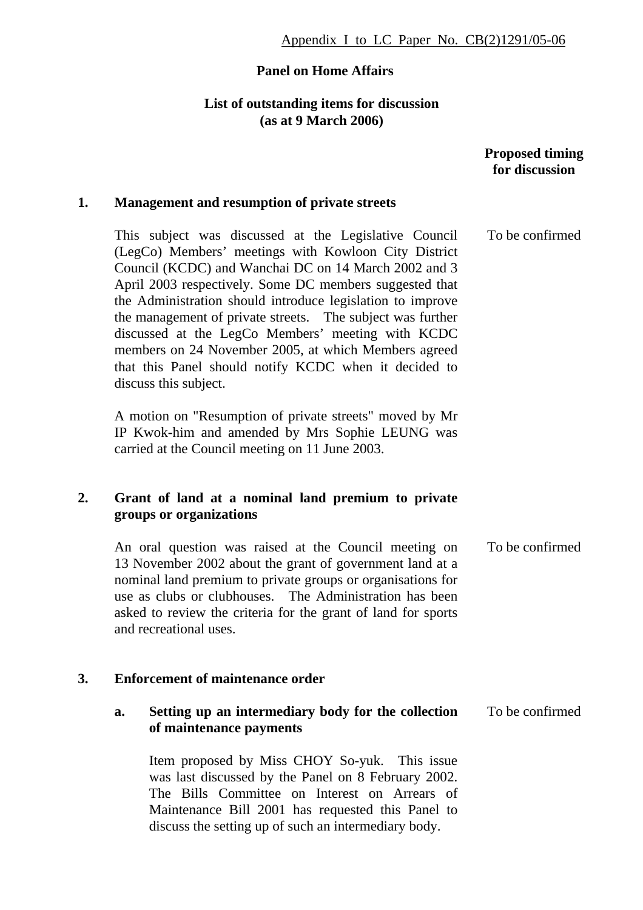Appendix I to LC Paper No. CB(2)1291/05-06

**Panel on Home Affairs**

**List of outstanding items for discussion**
**(as at 9 March 2006)**

**Proposed timing for discussion**

**1. Management and resumption of private streets**

This subject was discussed at the Legislative Council (LegCo) Members' meetings with Kowloon City District Council (KCDC) and Wanchai DC on 14 March 2002 and 3 April 2003 respectively. Some DC members suggested that the Administration should introduce legislation to improve the management of private streets. The subject was further discussed at the LegCo Members' meeting with KCDC members on 24 November 2005, at which Members agreed that this Panel should notify KCDC when it decided to discuss this subject. — To be confirmed

A motion on "Resumption of private streets" moved by Mr IP Kwok-him and amended by Mrs Sophie LEUNG was carried at the Council meeting on 11 June 2003.

**2. Grant of land at a nominal land premium to private groups or organizations**

An oral question was raised at the Council meeting on 13 November 2002 about the grant of government land at a nominal land premium to private groups or organisations for use as clubs or clubhouses. The Administration has been asked to review the criteria for the grant of land for sports and recreational uses. — To be confirmed

**3. Enforcement of maintenance order**

**a. Setting up an intermediary body for the collection of maintenance payments** — To be confirmed

Item proposed by Miss CHOY So-yuk. This issue was last discussed by the Panel on 8 February 2002. The Bills Committee on Interest on Arrears of Maintenance Bill 2001 has requested this Panel to discuss the setting up of such an intermediary body.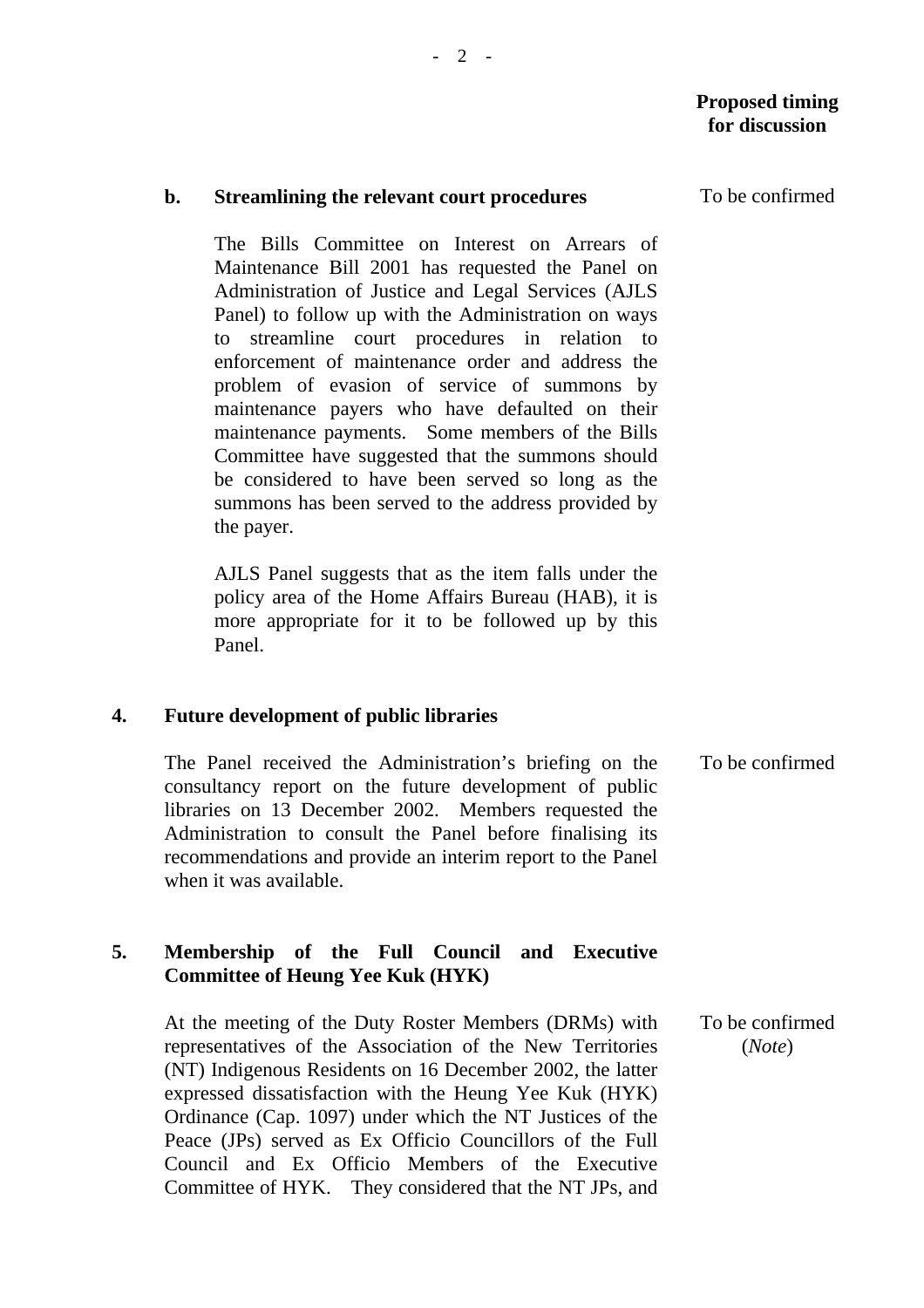**Proposed timing for discussion**

**b. Streamlining the relevant court procedures** — To be confirmed

The Bills Committee on Interest on Arrears of Maintenance Bill 2001 has requested the Panel on Administration of Justice and Legal Services (AJLS Panel) to follow up with the Administration on ways to streamline court procedures in relation to enforcement of maintenance order and address the problem of evasion of service of summons by maintenance payers who have defaulted on their maintenance payments. Some members of the Bills Committee have suggested that the summons should be considered to have been served so long as the summons has been served to the address provided by the payer.

AJLS Panel suggests that as the item falls under the policy area of the Home Affairs Bureau (HAB), it is more appropriate for it to be followed up by this Panel.

**4. Future development of public libraries**

The Panel received the Administration's briefing on the consultancy report on the future development of public libraries on 13 December 2002. Members requested the Administration to consult the Panel before finalising its recommendations and provide an interim report to the Panel when it was available. — To be confirmed

**5. Membership of the Full Council and Executive Committee of Heung Yee Kuk (HYK)**

At the meeting of the Duty Roster Members (DRMs) with representatives of the Association of the New Territories (NT) Indigenous Residents on 16 December 2002, the latter expressed dissatisfaction with the Heung Yee Kuk (HYK) Ordinance (Cap. 1097) under which the NT Justices of the Peace (JPs) served as Ex Officio Councillors of the Full Council and Ex Officio Members of the Executive Committee of HYK. They considered that the NT JPs, and — To be confirmed (*Note*)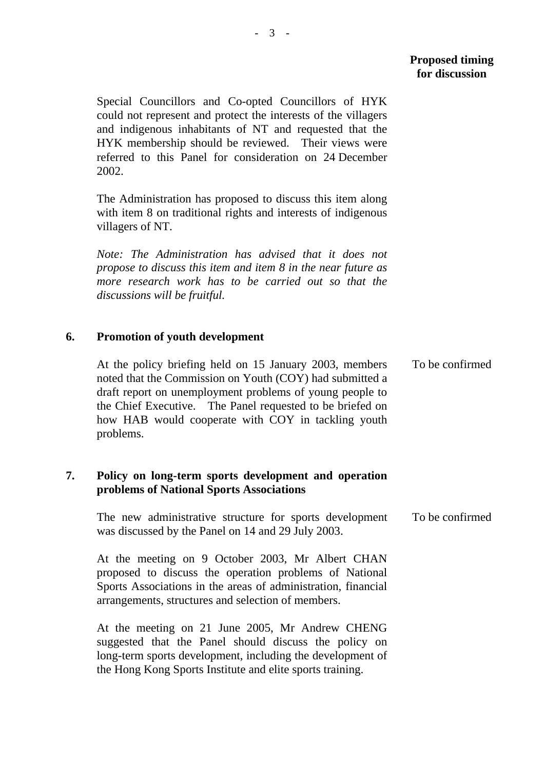| | | Proposed timing for discussion |
|---|---|---|
| | Special Councillors and Co-opted Councillors of HYK could not represent and protect the interests of the villagers and indigenous inhabitants of NT and requested that the HYK membership should be reviewed. Their views were referred to this Panel for consideration on 24 December 2002.<br><br>The Administration has proposed to discuss this item along with item 8 on traditional rights and interests of indigenous villagers of NT.<br><br>*Note: The Administration has advised that it does not propose to discuss this item and item 8 in the near future as more research work has to be carried out so that the discussions will be fruitful.* | |
| **6.** | **Promotion of youth development** | |
| | At the policy briefing held on 15 January 2003, members noted that the Commission on Youth (COY) had submitted a draft report on unemployment problems of young people to the Chief Executive. The Panel requested to be briefed on how HAB would cooperate with COY in tackling youth problems. | To be confirmed |
| **7.** | **Policy on long-term sports development and operation problems of National Sports Associations** | |
| | The new administrative structure for sports development was discussed by the Panel on 14 and 29 July 2003.<br><br>At the meeting on 9 October 2003, Mr Albert CHAN proposed to discuss the operation problems of National Sports Associations in the areas of administration, financial arrangements, structures and selection of members.<br><br>At the meeting on 21 June 2005, Mr Andrew CHENG suggested that the Panel should discuss the policy on long-term sports development, including the development of the Hong Kong Sports Institute and elite sports training. | To be confirmed |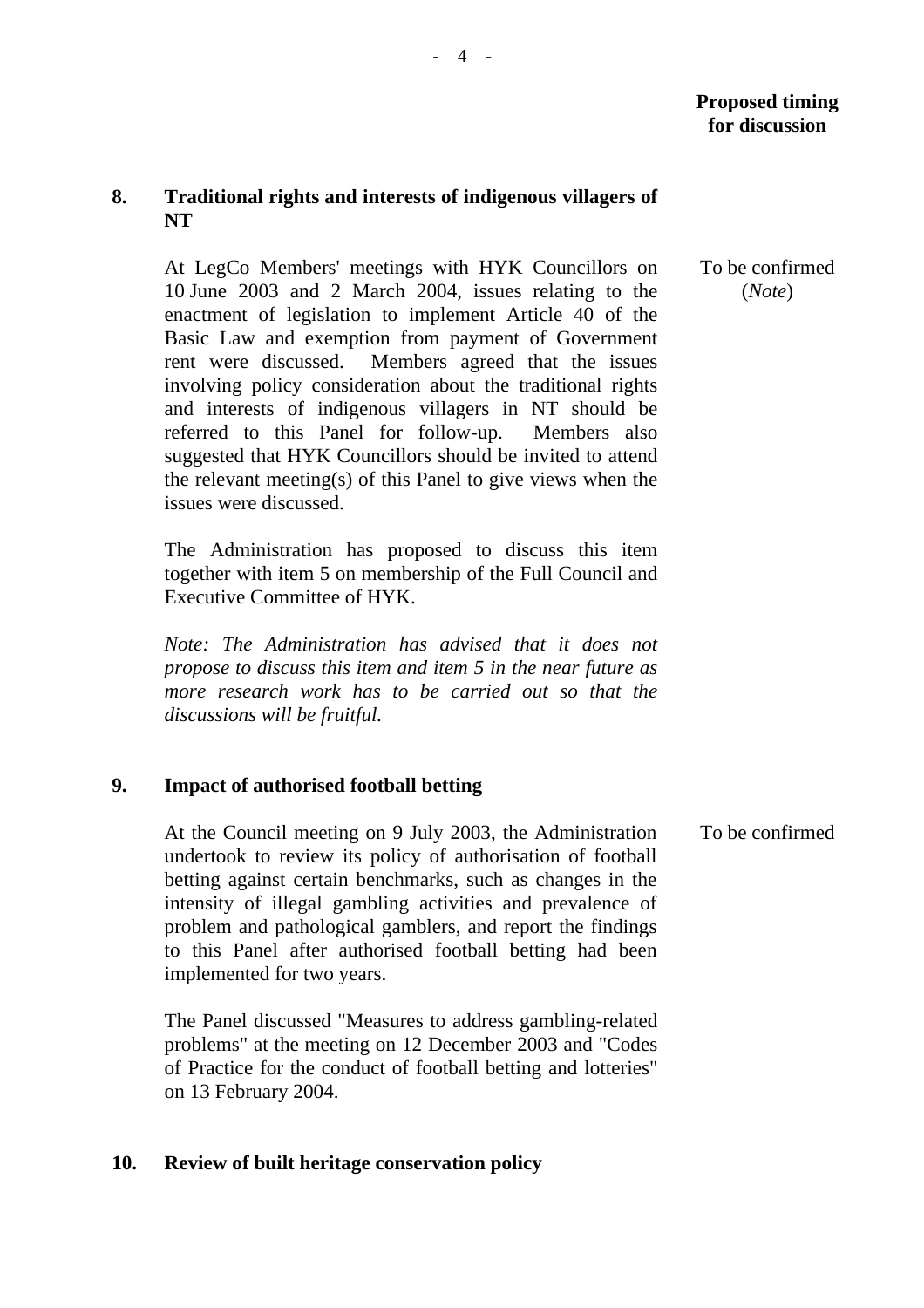**Proposed timing for discussion**

**8. Traditional rights and interests of indigenous villagers of NT**

At LegCo Members' meetings with HYK Councillors on 10 June 2003 and 2 March 2004, issues relating to the enactment of legislation to implement Article 40 of the Basic Law and exemption from payment of Government rent were discussed. Members agreed that the issues involving policy consideration about the traditional rights and interests of indigenous villagers in NT should be referred to this Panel for follow-up. Members also suggested that HYK Councillors should be invited to attend the relevant meeting(s) of this Panel to give views when the issues were discussed.

To be confirmed (*Note*)

The Administration has proposed to discuss this item together with item 5 on membership of the Full Council and Executive Committee of HYK.

*Note: The Administration has advised that it does not propose to discuss this item and item 5 in the near future as more research work has to be carried out so that the discussions will be fruitful.*

**9. Impact of authorised football betting**

At the Council meeting on 9 July 2003, the Administration undertook to review its policy of authorisation of football betting against certain benchmarks, such as changes in the intensity of illegal gambling activities and prevalence of problem and pathological gamblers, and report the findings to this Panel after authorised football betting had been implemented for two years.

To be confirmed

The Panel discussed "Measures to address gambling-related problems" at the meeting on 12 December 2003 and "Codes of Practice for the conduct of football betting and lotteries" on 13 February 2004.

**10. Review of built heritage conservation policy**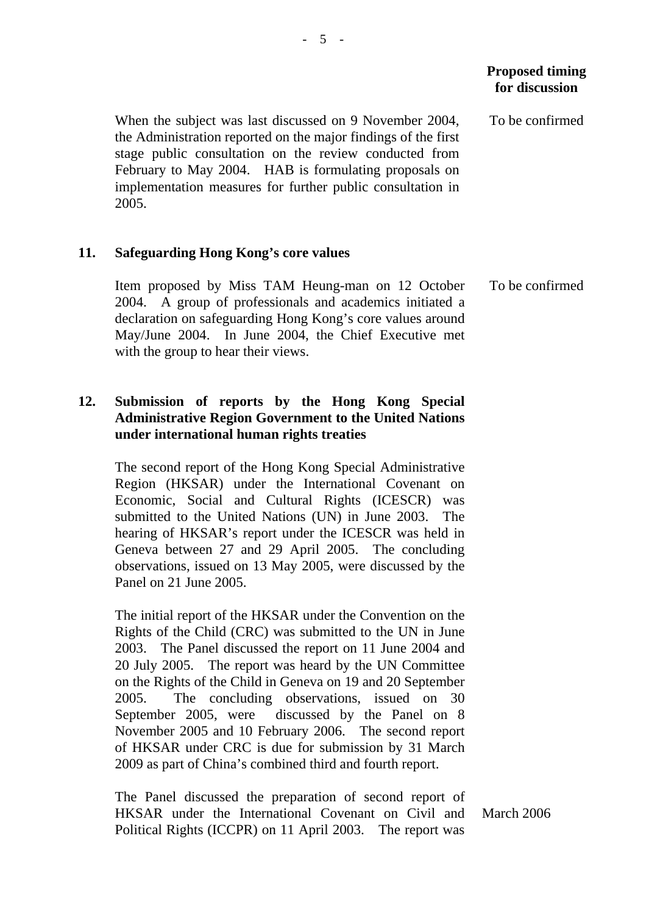| | | Proposed timing for discussion |
|---|---|---|
| | When the subject was last discussed on 9 November 2004, the Administration reported on the major findings of the first stage public consultation on the review conducted from February to May 2004. HAB is formulating proposals on implementation measures for further public consultation in 2005. | To be confirmed |
| **11.** | **Safeguarding Hong Kong's core values** | |
| | Item proposed by Miss TAM Heung-man on 12 October 2004. A group of professionals and academics initiated a declaration on safeguarding Hong Kong's core values around May/June 2004. In June 2004, the Chief Executive met with the group to hear their views. | To be confirmed |
| **12.** | **Submission of reports by the Hong Kong Special Administrative Region Government to the United Nations under international human rights treaties** | |
| | The second report of the Hong Kong Special Administrative Region (HKSAR) under the International Covenant on Economic, Social and Cultural Rights (ICESCR) was submitted to the United Nations (UN) in June 2003. The hearing of HKSAR's report under the ICESCR was held in Geneva between 27 and 29 April 2005. The concluding observations, issued on 13 May 2005, were discussed by the Panel on 21 June 2005. | |
| | The initial report of the HKSAR under the Convention on the Rights of the Child (CRC) was submitted to the UN in June 2003. The Panel discussed the report on 11 June 2004 and 20 July 2005. The report was heard by the UN Committee on the Rights of the Child in Geneva on 19 and 20 September 2005. The concluding observations, issued on 30 September 2005, were discussed by the Panel on 8 November 2005 and 10 February 2006. The second report of HKSAR under CRC is due for submission by 31 March 2009 as part of China's combined third and fourth report. | |
| | The Panel discussed the preparation of second report of HKSAR under the International Covenant on Civil and Political Rights (ICCPR) on 11 April 2003. The report was | March 2006 |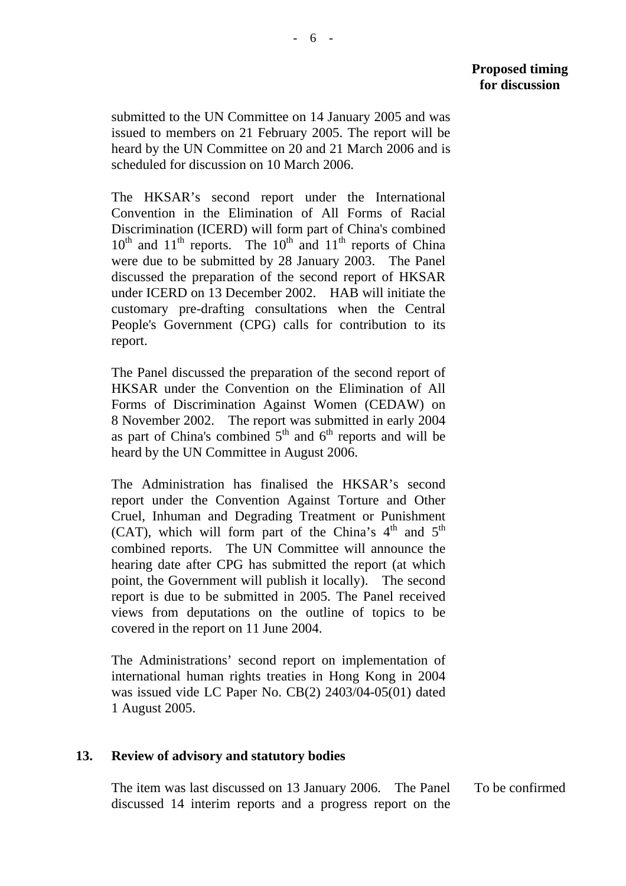**Proposed timing for discussion**

submitted to the UN Committee on 14 January 2005 and was issued to members on 21 February 2005. The report will be heard by the UN Committee on 20 and 21 March 2006 and is scheduled for discussion on 10 March 2006.

The HKSAR's second report under the International Convention in the Elimination of All Forms of Racial Discrimination (ICERD) will form part of China's combined $10^{th}$ and $11^{th}$ reports. The $10^{th}$ and $11^{th}$ reports of China were due to be submitted by 28 January 2003. The Panel discussed the preparation of the second report of HKSAR under ICERD on 13 December 2002. HAB will initiate the customary pre-drafting consultations when the Central People's Government (CPG) calls for contribution to its report.

The Panel discussed the preparation of the second report of HKSAR under the Convention on the Elimination of All Forms of Discrimination Against Women (CEDAW) on 8 November 2002. The report was submitted in early 2004 as part of China's combined $5^{th}$ and $6^{th}$ reports and will be heard by the UN Committee in August 2006.

The Administration has finalised the HKSAR's second report under the Convention Against Torture and Other Cruel, Inhuman and Degrading Treatment or Punishment (CAT), which will form part of the China's $4^{th}$ and $5^{th}$ combined reports. The UN Committee will announce the hearing date after CPG has submitted the report (at which point, the Government will publish it locally). The second report is due to be submitted in 2005. The Panel received views from deputations on the outline of topics to be covered in the report on 11 June 2004.

The Administrations' second report on implementation of international human rights treaties in Hong Kong in 2004 was issued vide LC Paper No. CB(2) 2403/04-05(01) dated 1 August 2005.

**13. Review of advisory and statutory bodies**

The item was last discussed on 13 January 2006. The Panel discussed 14 interim reports and a progress report on the — To be confirmed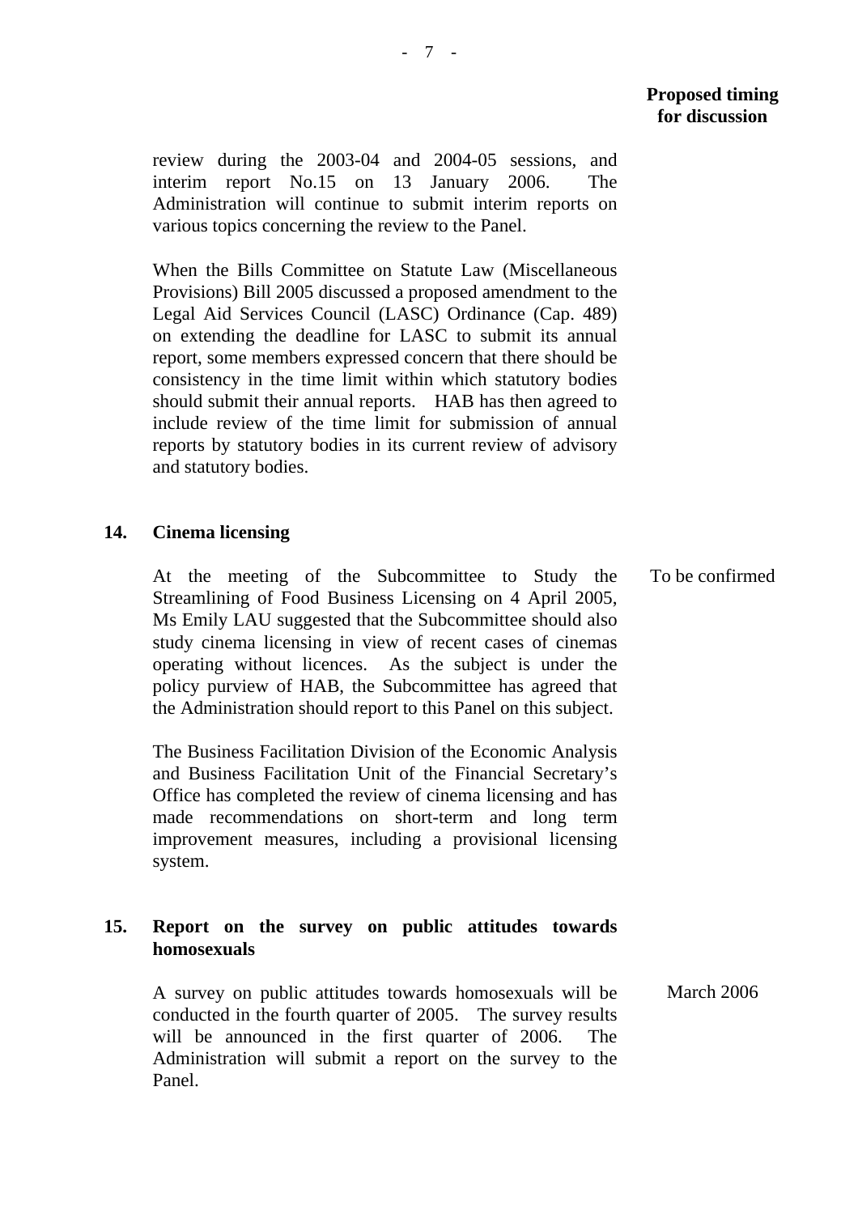**Proposed timing for discussion**

review during the 2003-04 and 2004-05 sessions, and interim report No.15 on 13 January 2006. The Administration will continue to submit interim reports on various topics concerning the review to the Panel.

When the Bills Committee on Statute Law (Miscellaneous Provisions) Bill 2005 discussed a proposed amendment to the Legal Aid Services Council (LASC) Ordinance (Cap. 489) on extending the deadline for LASC to submit its annual report, some members expressed concern that there should be consistency in the time limit within which statutory bodies should submit their annual reports. HAB has then agreed to include review of the time limit for submission of annual reports by statutory bodies in its current review of advisory and statutory bodies.

**14. Cinema licensing**

At the meeting of the Subcommittee to Study the Streamlining of Food Business Licensing on 4 April 2005, Ms Emily LAU suggested that the Subcommittee should also study cinema licensing in view of recent cases of cinemas operating without licences. As the subject is under the policy purview of HAB, the Subcommittee has agreed that the Administration should report to this Panel on this subject. — To be confirmed

The Business Facilitation Division of the Economic Analysis and Business Facilitation Unit of the Financial Secretary's Office has completed the review of cinema licensing and has made recommendations on short-term and long term improvement measures, including a provisional licensing system.

**15. Report on the survey on public attitudes towards homosexuals**

A survey on public attitudes towards homosexuals will be conducted in the fourth quarter of 2005. The survey results will be announced in the first quarter of 2006. The Administration will submit a report on the survey to the Panel. — March 2006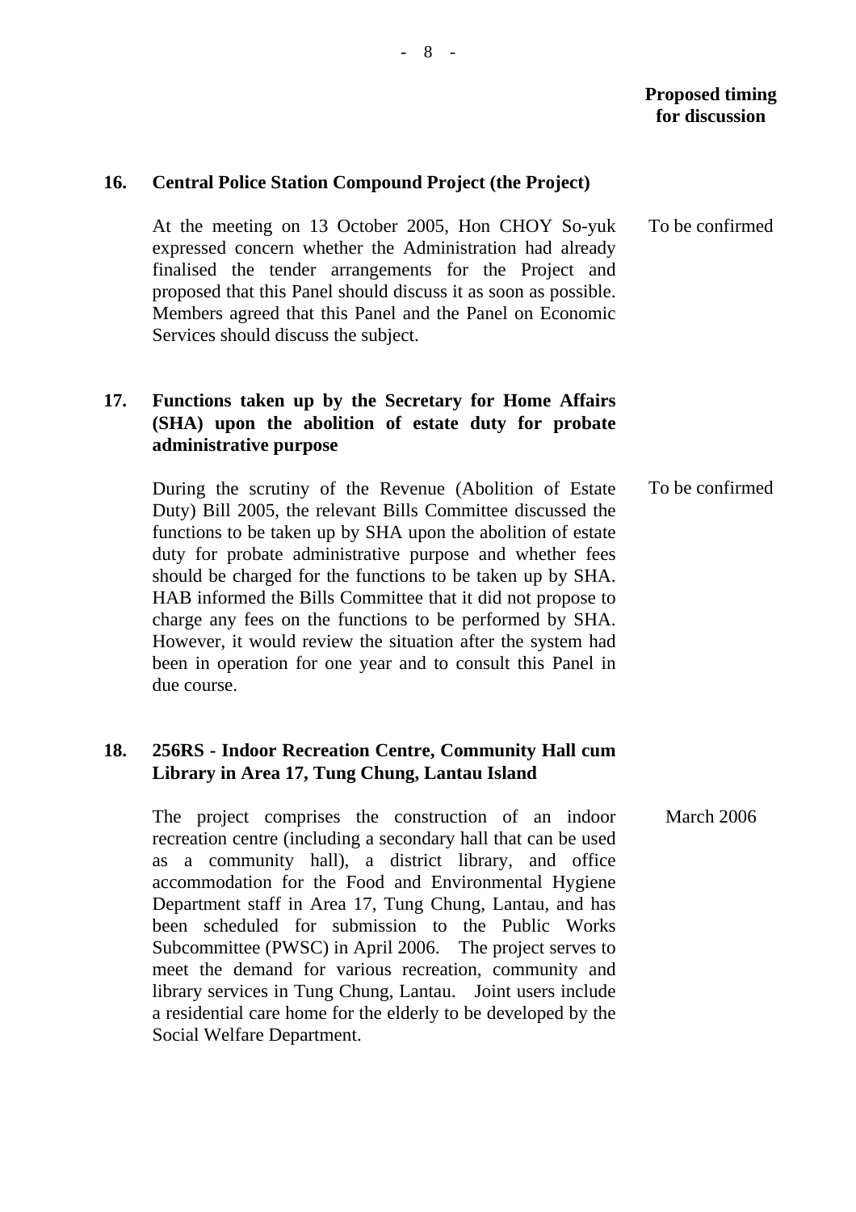**Proposed timing for discussion**

**16. Central Police Station Compound Project (the Project)**

At the meeting on 13 October 2005, Hon CHOY So-yuk expressed concern whether the Administration had already finalised the tender arrangements for the Project and proposed that this Panel should discuss it as soon as possible. Members agreed that this Panel and the Panel on Economic Services should discuss the subject.

*Proposed timing for discussion:* To be confirmed

**17. Functions taken up by the Secretary for Home Affairs (SHA) upon the abolition of estate duty for probate administrative purpose**

During the scrutiny of the Revenue (Abolition of Estate Duty) Bill 2005, the relevant Bills Committee discussed the functions to be taken up by SHA upon the abolition of estate duty for probate administrative purpose and whether fees should be charged for the functions to be taken up by SHA. HAB informed the Bills Committee that it did not propose to charge any fees on the functions to be performed by SHA. However, it would review the situation after the system had been in operation for one year and to consult this Panel in due course.

*Proposed timing for discussion:* To be confirmed

**18. 256RS - Indoor Recreation Centre, Community Hall cum Library in Area 17, Tung Chung, Lantau Island**

The project comprises the construction of an indoor recreation centre (including a secondary hall that can be used as a community hall), a district library, and office accommodation for the Food and Environmental Hygiene Department staff in Area 17, Tung Chung, Lantau, and has been scheduled for submission to the Public Works Subcommittee (PWSC) in April 2006. The project serves to meet the demand for various recreation, community and library services in Tung Chung, Lantau. Joint users include a residential care home for the elderly to be developed by the Social Welfare Department.

*Proposed timing for discussion:* March 2006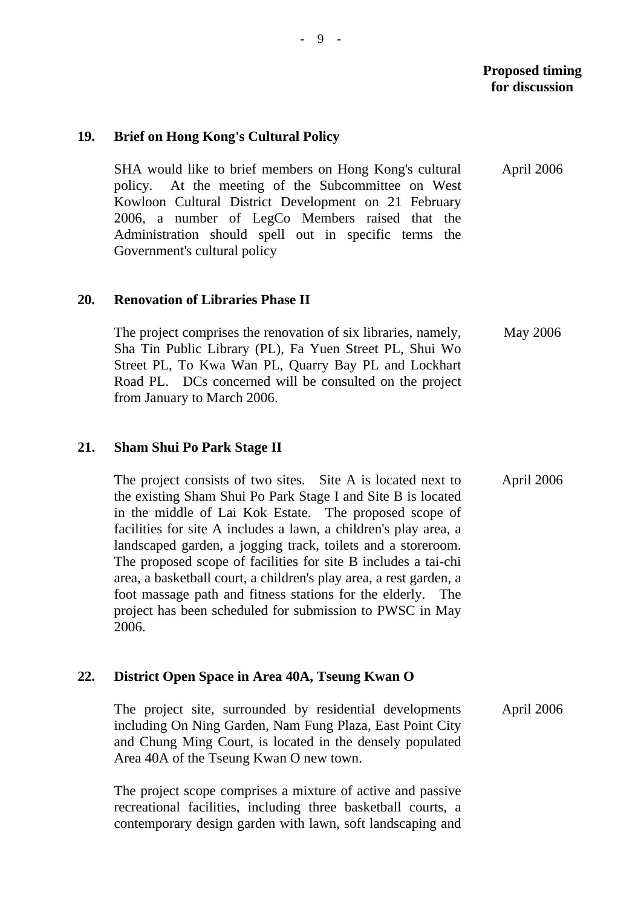**Proposed timing for discussion**

**19. Brief on Hong Kong's Cultural Policy**

SHA would like to brief members on Hong Kong's cultural policy. At the meeting of the Subcommittee on West Kowloon Cultural District Development on 21 February 2006, a number of LegCo Members raised that the Administration should spell out in specific terms the Government's cultural policy — April 2006

**20. Renovation of Libraries Phase II**

The project comprises the renovation of six libraries, namely, Sha Tin Public Library (PL), Fa Yuen Street PL, Shui Wo Street PL, To Kwa Wan PL, Quarry Bay PL and Lockhart Road PL. DCs concerned will be consulted on the project from January to March 2006. — May 2006

**21. Sham Shui Po Park Stage II**

The project consists of two sites. Site A is located next to the existing Sham Shui Po Park Stage I and Site B is located in the middle of Lai Kok Estate. The proposed scope of facilities for site A includes a lawn, a children's play area, a landscaped garden, a jogging track, toilets and a storeroom. The proposed scope of facilities for site B includes a tai-chi area, a basketball court, a children's play area, a rest garden, a foot massage path and fitness stations for the elderly. The project has been scheduled for submission to PWSC in May 2006. — April 2006

**22. District Open Space in Area 40A, Tseung Kwan O**

The project site, surrounded by residential developments including On Ning Garden, Nam Fung Plaza, East Point City and Chung Ming Court, is located in the densely populated Area 40A of the Tseung Kwan O new town. — April 2006

The project scope comprises a mixture of active and passive recreational facilities, including three basketball courts, a contemporary design garden with lawn, soft landscaping and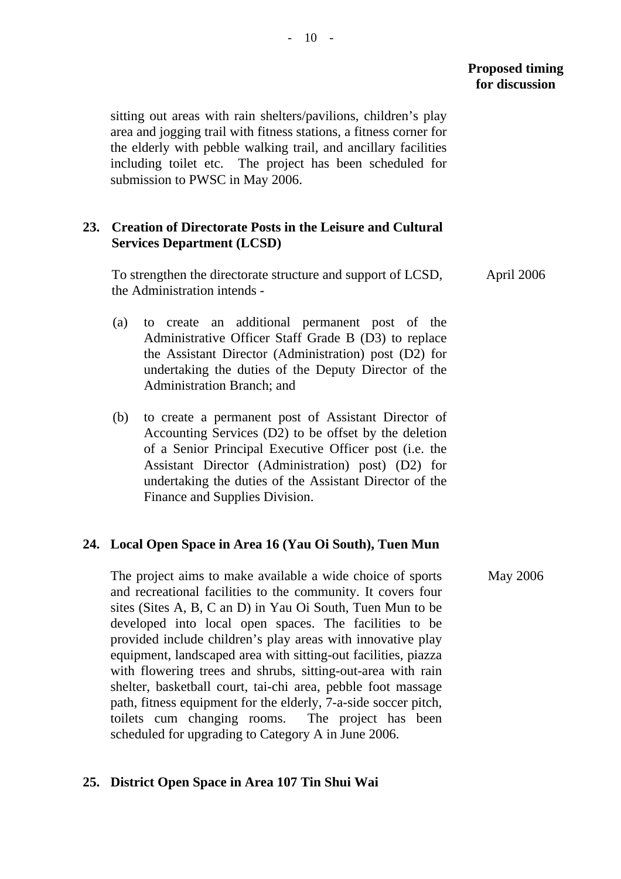**Proposed timing for discussion**

sitting out areas with rain shelters/pavilions, children's play area and jogging trail with fitness stations, a fitness corner for the elderly with pebble walking trail, and ancillary facilities including toilet etc. The project has been scheduled for submission to PWSC in May 2006.

**23. Creation of Directorate Posts in the Leisure and Cultural Services Department (LCSD)**

To strengthen the directorate structure and support of LCSD, the Administration intends - — April 2006

(a) to create an additional permanent post of the Administrative Officer Staff Grade B (D3) to replace the Assistant Director (Administration) post (D2) for undertaking the duties of the Deputy Director of the Administration Branch; and

(b) to create a permanent post of Assistant Director of Accounting Services (D2) to be offset by the deletion of a Senior Principal Executive Officer post (i.e. the Assistant Director (Administration) post) (D2) for undertaking the duties of the Assistant Director of the Finance and Supplies Division.

**24. Local Open Space in Area 16 (Yau Oi South), Tuen Mun**

The project aims to make available a wide choice of sports and recreational facilities to the community. It covers four sites (Sites A, B, C an D) in Yau Oi South, Tuen Mun to be developed into local open spaces. The facilities to be provided include children's play areas with innovative play equipment, landscaped area with sitting-out facilities, piazza with flowering trees and shrubs, sitting-out-area with rain shelter, basketball court, tai-chi area, pebble foot massage path, fitness equipment for the elderly, 7-a-side soccer pitch, toilets cum changing rooms. The project has been scheduled for upgrading to Category A in June 2006. — May 2006

**25. District Open Space in Area 107 Tin Shui Wai**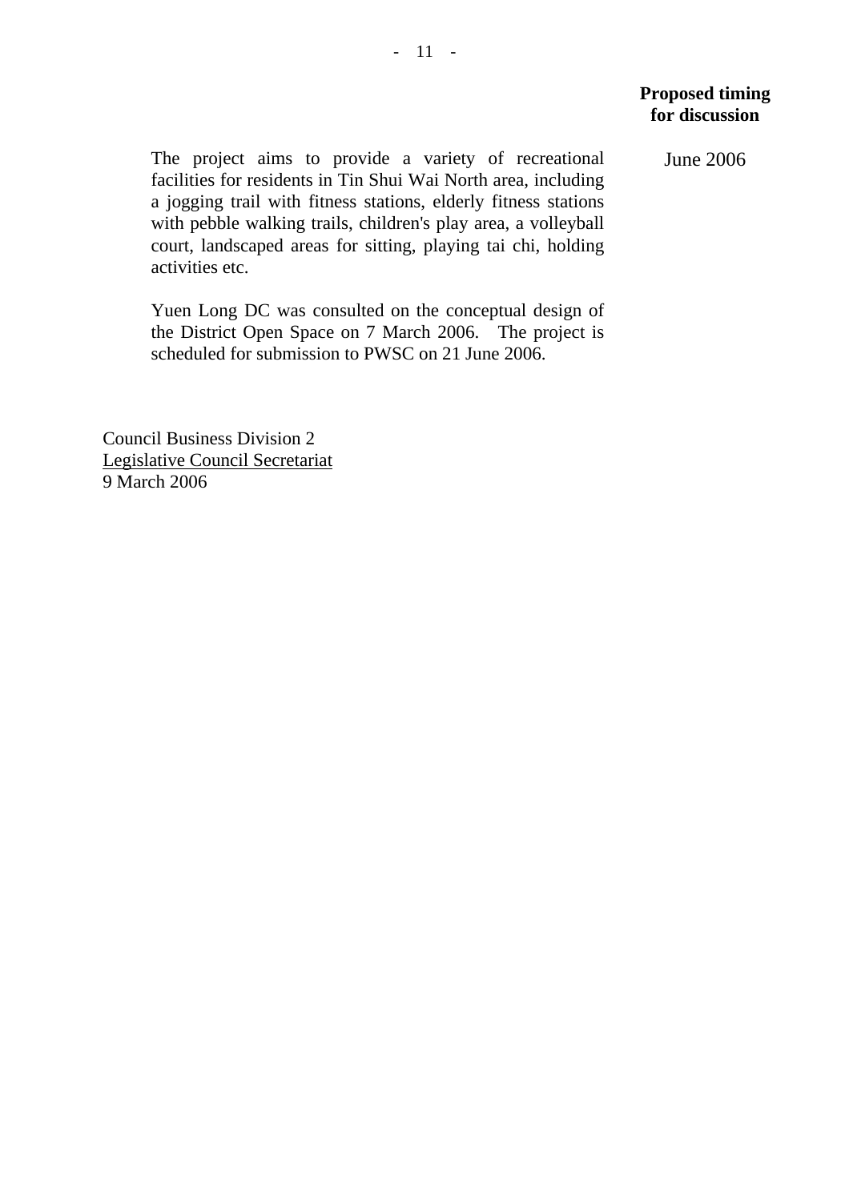| | Proposed timing for discussion |
|---|---|
| The project aims to provide a variety of recreational facilities for residents in Tin Shui Wai North area, including a jogging trail with fitness stations, elderly fitness stations with pebble walking trails, children's play area, a volleyball court, landscaped areas for sitting, playing tai chi, holding activities etc.<br><br>Yuen Long DC was consulted on the conceptual design of the District Open Space on 7 March 2006. The project is scheduled for submission to PWSC on 21 June 2006. | June 2006 |

Council Business Division 2
Legislative Council Secretariat
9 March 2006